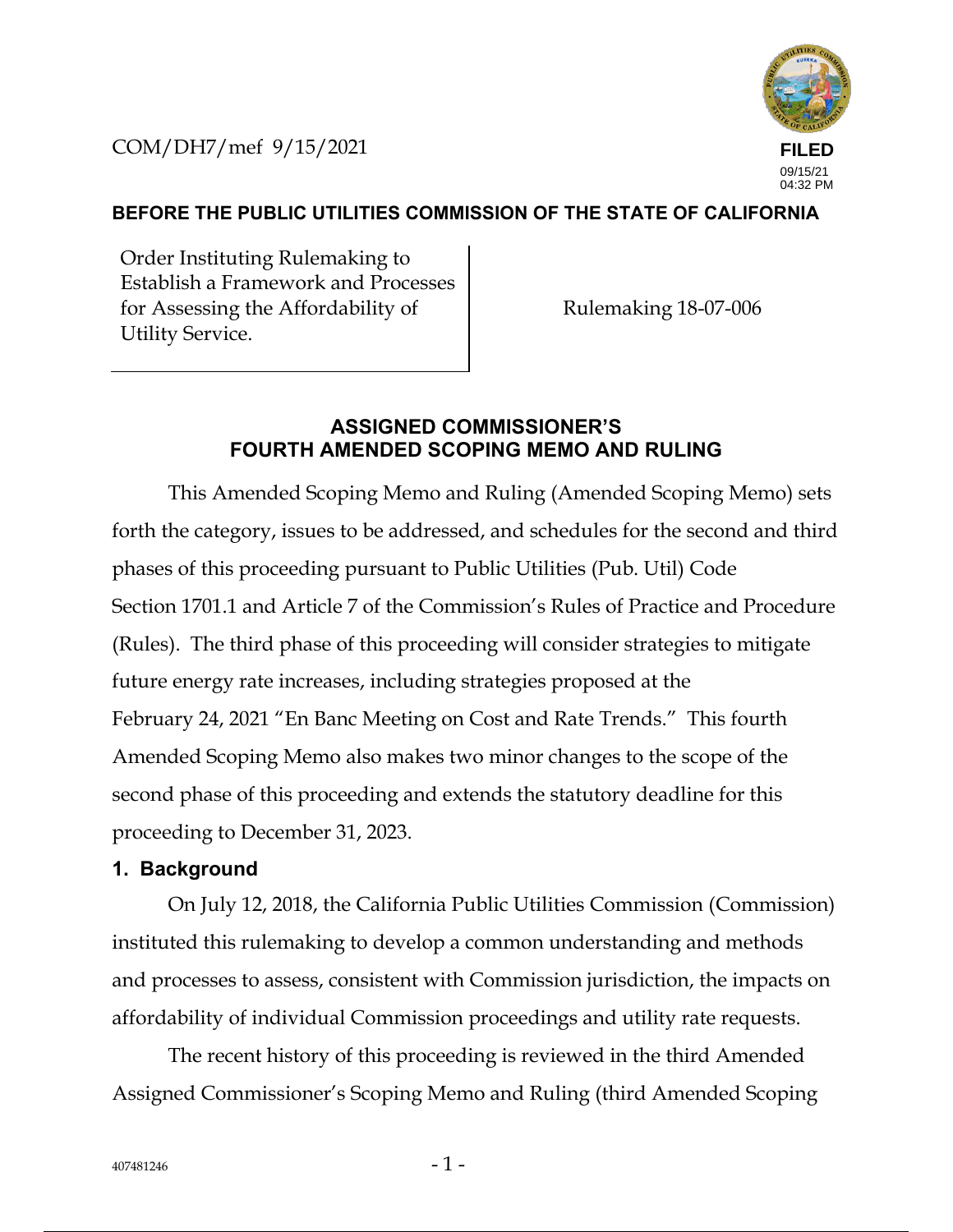COM/DH7/mef 9/15/2021

FILED
09/15/21
04:32 PM

**BEFORE THE PUBLIC UTILITIES COMMISSION OF THE STATE OF CALIFORNIA**

| Order Instituting Rulemaking to Establish a Framework and Processes for Assessing the Affordability of Utility Service. | Rulemaking 18-07-006 |
| --- | --- |

## ASSIGNED COMMISSIONER'S FOURTH AMENDED SCOPING MEMO AND RULING

This Amended Scoping Memo and Ruling (Amended Scoping Memo) sets forth the category, issues to be addressed, and schedules for the second and third phases of this proceeding pursuant to Public Utilities (Pub. Util) Code Section 1701.1 and Article 7 of the Commission's Rules of Practice and Procedure (Rules). The third phase of this proceeding will consider strategies to mitigate future energy rate increases, including strategies proposed at the February 24, 2021 "En Banc Meeting on Cost and Rate Trends." This fourth Amended Scoping Memo also makes two minor changes to the scope of the second phase of this proceeding and extends the statutory deadline for this proceeding to December 31, 2023.

### 1. Background

On July 12, 2018, the California Public Utilities Commission (Commission) instituted this rulemaking to develop a common understanding and methods and processes to assess, consistent with Commission jurisdiction, the impacts on affordability of individual Commission proceedings and utility rate requests.

The recent history of this proceeding is reviewed in the third Amended Assigned Commissioner's Scoping Memo and Ruling (third Amended Scoping

407481246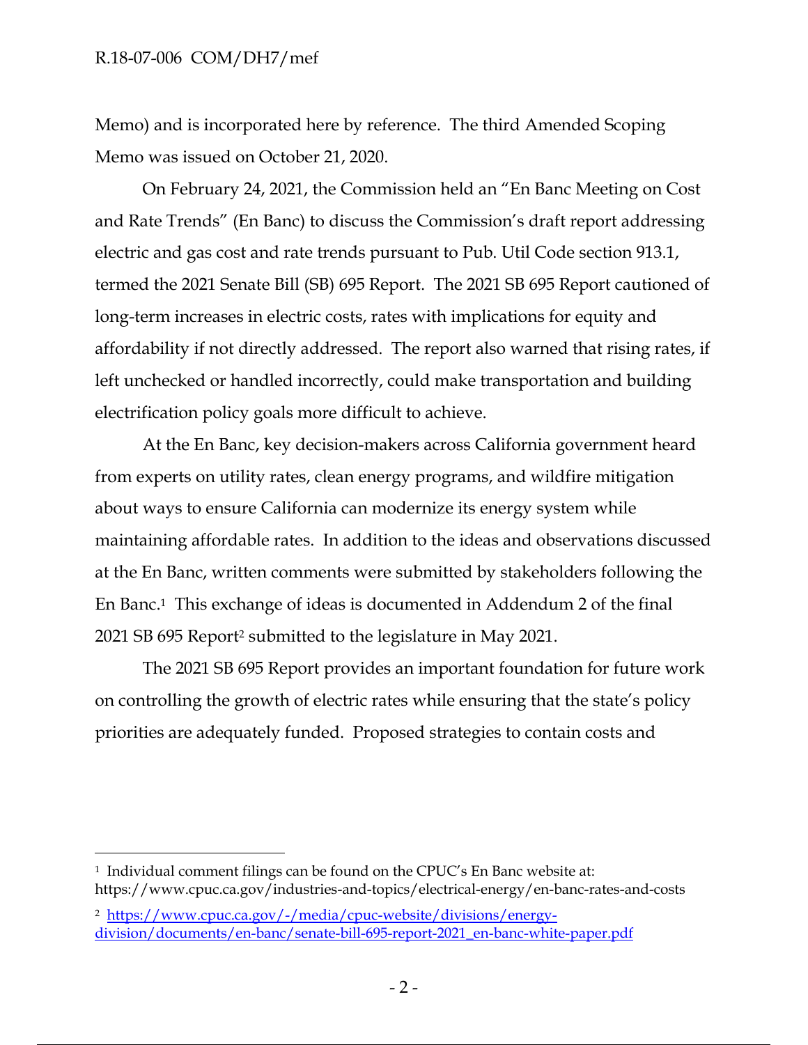Memo) and is incorporated here by reference. The third Amended Scoping Memo was issued on October 21, 2020.

On February 24, 2021, the Commission held an "En Banc Meeting on Cost and Rate Trends" (En Banc) to discuss the Commission's draft report addressing electric and gas cost and rate trends pursuant to Pub. Util Code section 913.1, termed the 2021 Senate Bill (SB) 695 Report. The 2021 SB 695 Report cautioned of long-term increases in electric costs, rates with implications for equity and affordability if not directly addressed. The report also warned that rising rates, if left unchecked or handled incorrectly, could make transportation and building electrification policy goals more difficult to achieve.

At the En Banc, key decision-makers across California government heard from experts on utility rates, clean energy programs, and wildfire mitigation about ways to ensure California can modernize its energy system while maintaining affordable rates. In addition to the ideas and observations discussed at the En Banc, written comments were submitted by stakeholders following the En Banc.[1] This exchange of ideas is documented in Addendum 2 of the final 2021 SB 695 Report[2] submitted to the legislature in May 2021.

The 2021 SB 695 Report provides an important foundation for future work on controlling the growth of electric rates while ensuring that the state's policy priorities are adequately funded. Proposed strategies to contain costs and

---

[1] Individual comment filings can be found on the CPUC's En Banc website at: https://www.cpuc.ca.gov/industries-and-topics/electrical-energy/en-banc-rates-and-costs

[2] https://www.cpuc.ca.gov/-/media/cpuc-website/divisions/energy-division/documents/en-banc/senate-bill-695-report-2021_en-banc-white-paper.pdf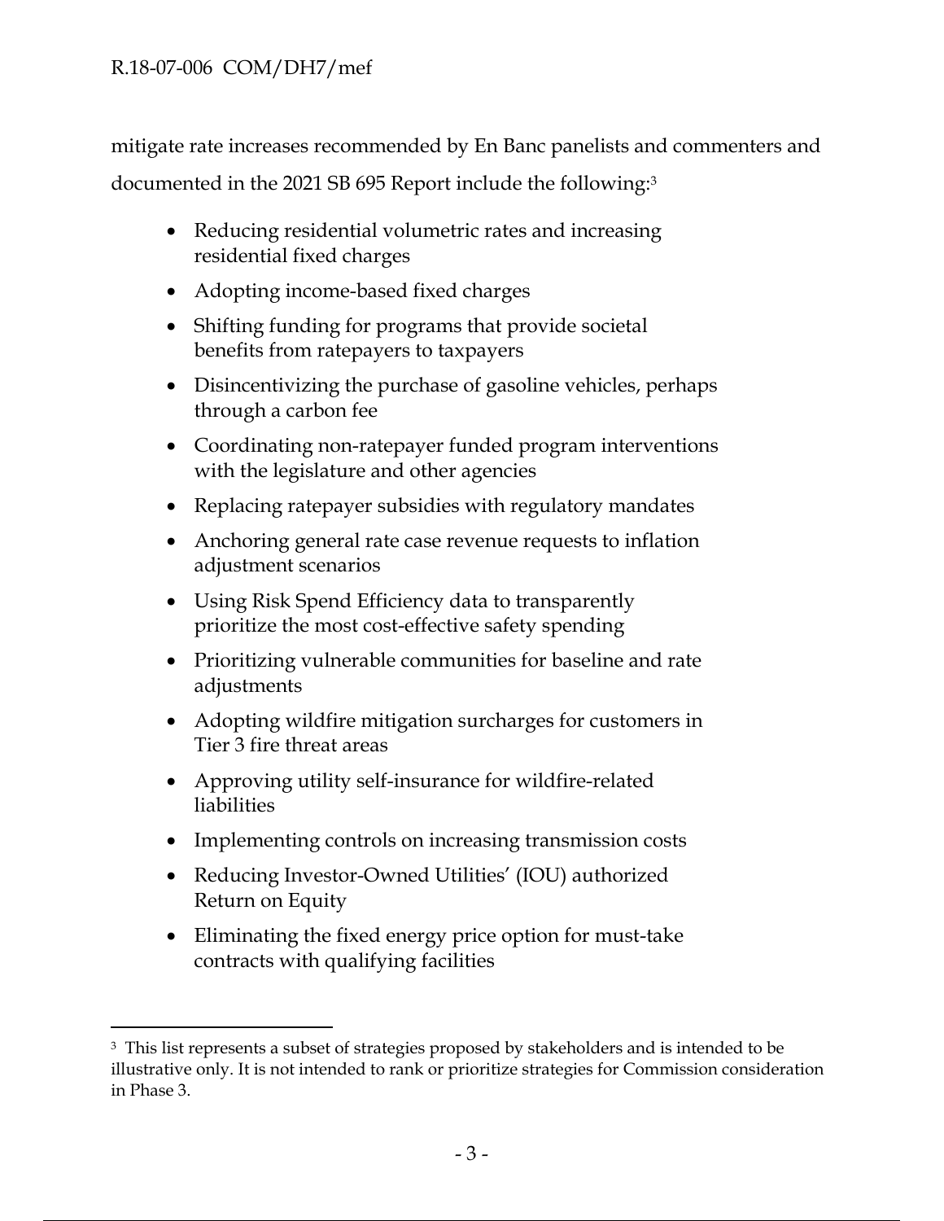mitigate rate increases recommended by En Banc panelists and commenters and documented in the 2021 SB 695 Report include the following:[3]

- Reducing residential volumetric rates and increasing residential fixed charges
- Adopting income-based fixed charges
- Shifting funding for programs that provide societal benefits from ratepayers to taxpayers
- Disincentivizing the purchase of gasoline vehicles, perhaps through a carbon fee
- Coordinating non-ratepayer funded program interventions with the legislature and other agencies
- Replacing ratepayer subsidies with regulatory mandates
- Anchoring general rate case revenue requests to inflation adjustment scenarios
- Using Risk Spend Efficiency data to transparently prioritize the most cost-effective safety spending
- Prioritizing vulnerable communities for baseline and rate adjustments
- Adopting wildfire mitigation surcharges for customers in Tier 3 fire threat areas
- Approving utility self-insurance for wildfire-related liabilities
- Implementing controls on increasing transmission costs
- Reducing Investor-Owned Utilities' (IOU) authorized Return on Equity
- Eliminating the fixed energy price option for must-take contracts with qualifying facilities

---

[3] This list represents a subset of strategies proposed by stakeholders and is intended to be illustrative only. It is not intended to rank or prioritize strategies for Commission consideration in Phase 3.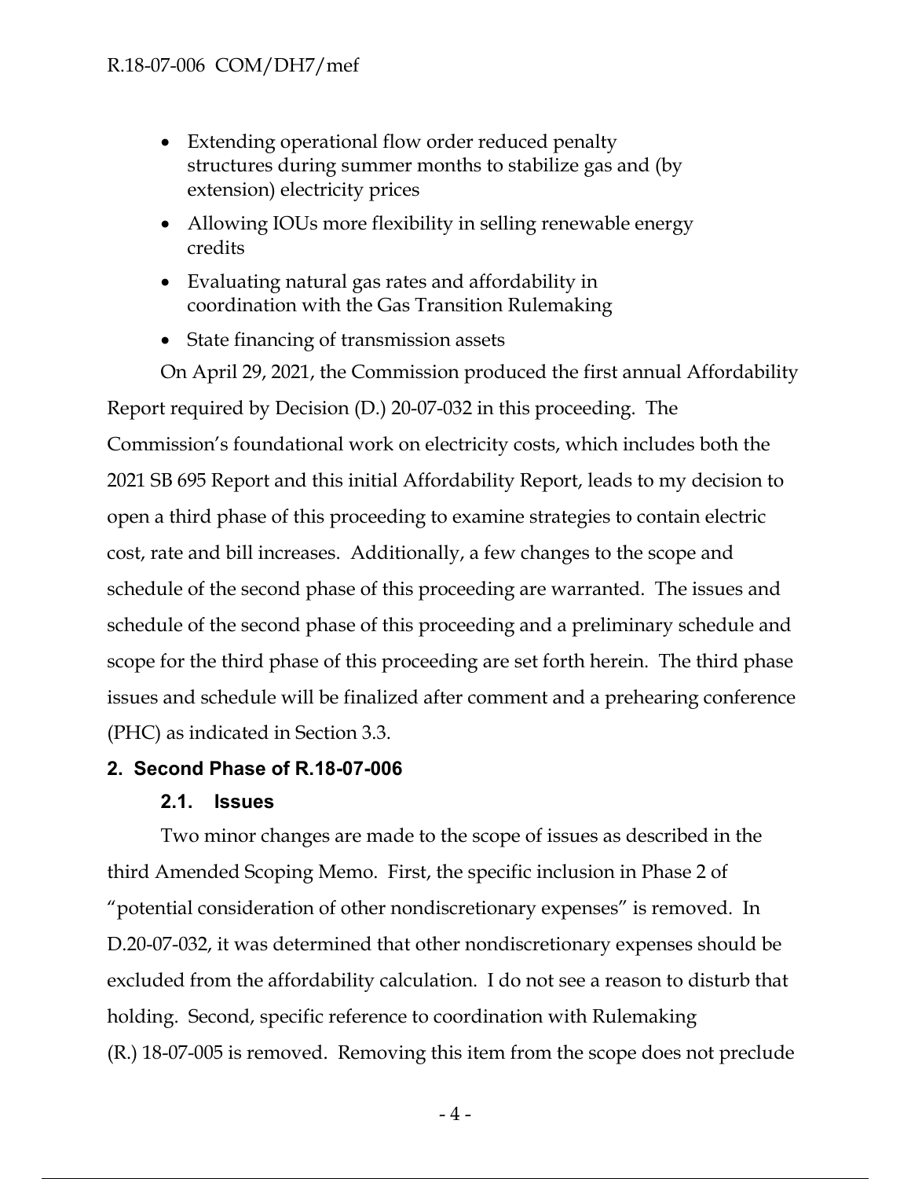- Extending operational flow order reduced penalty structures during summer months to stabilize gas and (by extension) electricity prices
- Allowing IOUs more flexibility in selling renewable energy credits
- Evaluating natural gas rates and affordability in coordination with the Gas Transition Rulemaking
- State financing of transmission assets

On April 29, 2021, the Commission produced the first annual Affordability Report required by Decision (D.) 20-07-032 in this proceeding. The Commission's foundational work on electricity costs, which includes both the 2021 SB 695 Report and this initial Affordability Report, leads to my decision to open a third phase of this proceeding to examine strategies to contain electric cost, rate and bill increases. Additionally, a few changes to the scope and schedule of the second phase of this proceeding are warranted. The issues and schedule of the second phase of this proceeding and a preliminary schedule and scope for the third phase of this proceeding are set forth herein. The third phase issues and schedule will be finalized after comment and a prehearing conference (PHC) as indicated in Section 3.3.

## 2. Second Phase of R.18-07-006

### 2.1. Issues

Two minor changes are made to the scope of issues as described in the third Amended Scoping Memo. First, the specific inclusion in Phase 2 of "potential consideration of other nondiscretionary expenses" is removed. In D.20-07-032, it was determined that other nondiscretionary expenses should be excluded from the affordability calculation. I do not see a reason to disturb that holding. Second, specific reference to coordination with Rulemaking (R.) 18-07-005 is removed. Removing this item from the scope does not preclude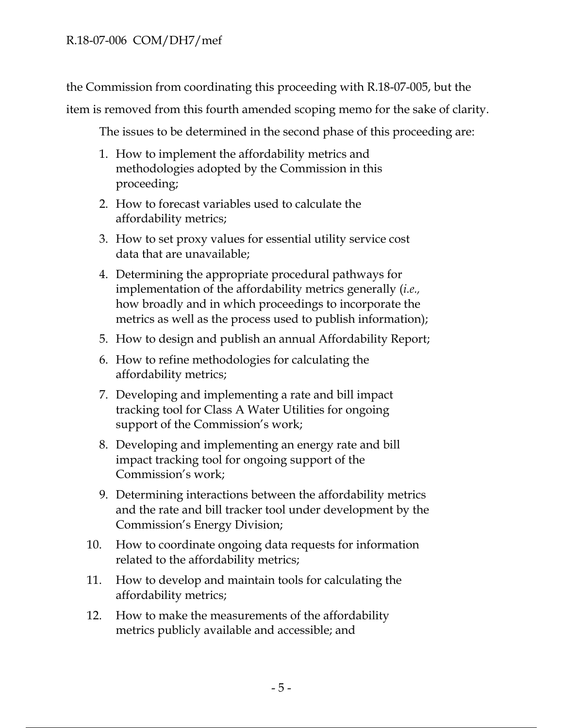the Commission from coordinating this proceeding with R.18-07-005, but the item is removed from this fourth amended scoping memo for the sake of clarity.

The issues to be determined in the second phase of this proceeding are:

1. How to implement the affordability metrics and methodologies adopted by the Commission in this proceeding;
2. How to forecast variables used to calculate the affordability metrics;
3. How to set proxy values for essential utility service cost data that are unavailable;
4. Determining the appropriate procedural pathways for implementation of the affordability metrics generally (*i.e.,* how broadly and in which proceedings to incorporate the metrics as well as the process used to publish information);
5. How to design and publish an annual Affordability Report;
6. How to refine methodologies for calculating the affordability metrics;
7. Developing and implementing a rate and bill impact tracking tool for Class A Water Utilities for ongoing support of the Commission's work;
8. Developing and implementing an energy rate and bill impact tracking tool for ongoing support of the Commission's work;
9. Determining interactions between the affordability metrics and the rate and bill tracker tool under development by the Commission's Energy Division;
10. How to coordinate ongoing data requests for information related to the affordability metrics;
11. How to develop and maintain tools for calculating the affordability metrics;
12. How to make the measurements of the affordability metrics publicly available and accessible; and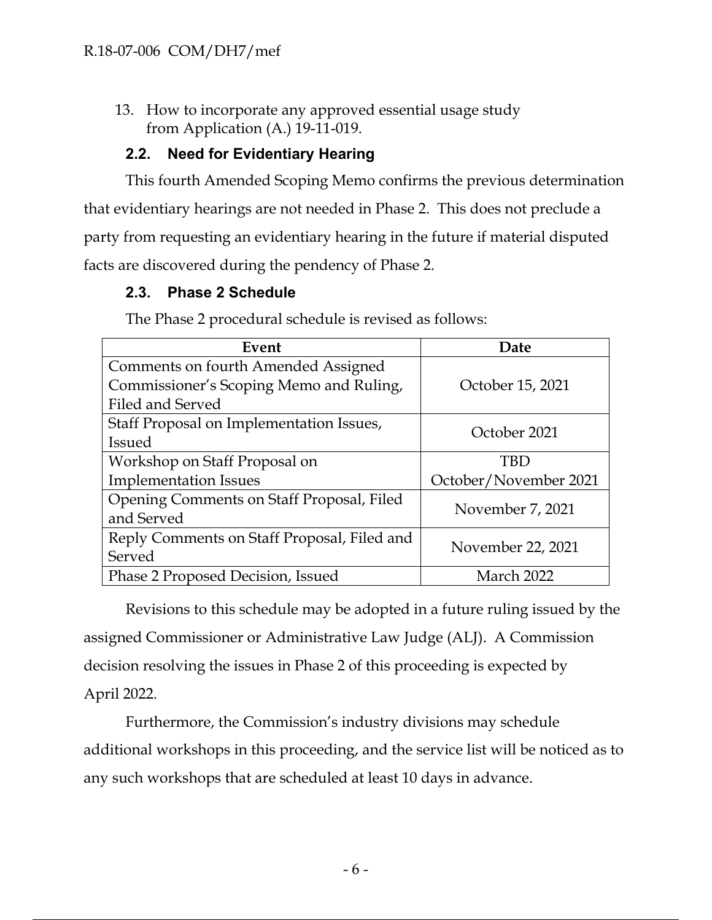13. How to incorporate any approved essential usage study from Application (A.) 19-11-019.

### 2.2. Need for Evidentiary Hearing

This fourth Amended Scoping Memo confirms the previous determination that evidentiary hearings are not needed in Phase 2. This does not preclude a party from requesting an evidentiary hearing in the future if material disputed facts are discovered during the pendency of Phase 2.

### 2.3. Phase 2 Schedule

The Phase 2 procedural schedule is revised as follows:

| Event | Date |
| --- | --- |
| Comments on fourth Amended Assigned Commissioner's Scoping Memo and Ruling, Filed and Served | October 15, 2021 |
| Staff Proposal on Implementation Issues, Issued | October 2021 |
| Workshop on Staff Proposal on Implementation Issues | TBD October/November 2021 |
| Opening Comments on Staff Proposal, Filed and Served | November 7, 2021 |
| Reply Comments on Staff Proposal, Filed and Served | November 22, 2021 |
| Phase 2 Proposed Decision, Issued | March 2022 |

Revisions to this schedule may be adopted in a future ruling issued by the assigned Commissioner or Administrative Law Judge (ALJ). A Commission decision resolving the issues in Phase 2 of this proceeding is expected by April 2022.

Furthermore, the Commission's industry divisions may schedule additional workshops in this proceeding, and the service list will be noticed as to any such workshops that are scheduled at least 10 days in advance.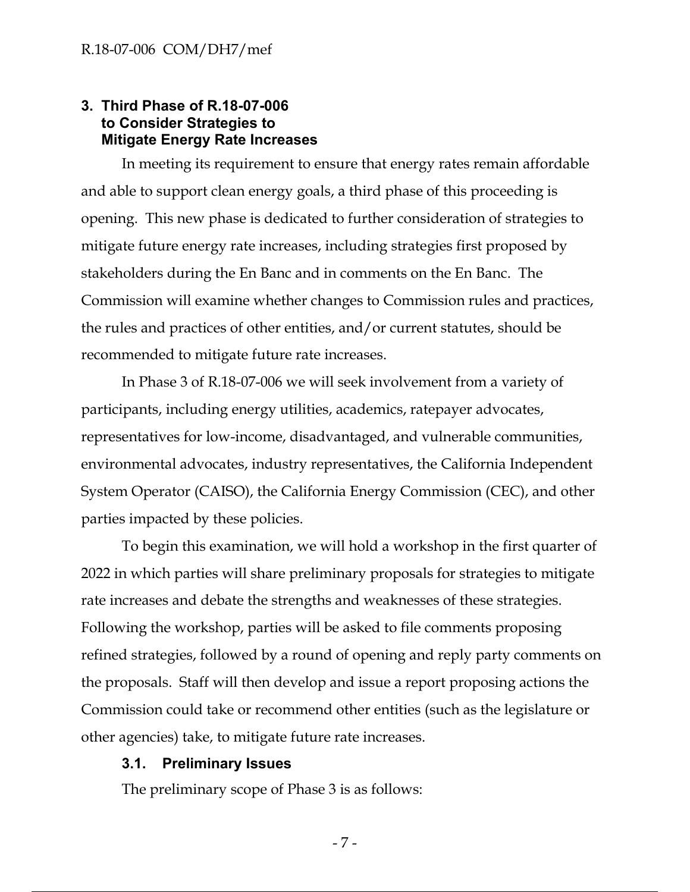## 3. Third Phase of R.18-07-006 to Consider Strategies to Mitigate Energy Rate Increases

In meeting its requirement to ensure that energy rates remain affordable and able to support clean energy goals, a third phase of this proceeding is opening. This new phase is dedicated to further consideration of strategies to mitigate future energy rate increases, including strategies first proposed by stakeholders during the En Banc and in comments on the En Banc. The Commission will examine whether changes to Commission rules and practices, the rules and practices of other entities, and/or current statutes, should be recommended to mitigate future rate increases.

In Phase 3 of R.18-07-006 we will seek involvement from a variety of participants, including energy utilities, academics, ratepayer advocates, representatives for low-income, disadvantaged, and vulnerable communities, environmental advocates, industry representatives, the California Independent System Operator (CAISO), the California Energy Commission (CEC), and other parties impacted by these policies.

To begin this examination, we will hold a workshop in the first quarter of 2022 in which parties will share preliminary proposals for strategies to mitigate rate increases and debate the strengths and weaknesses of these strategies. Following the workshop, parties will be asked to file comments proposing refined strategies, followed by a round of opening and reply party comments on the proposals. Staff will then develop and issue a report proposing actions the Commission could take or recommend other entities (such as the legislature or other agencies) take, to mitigate future rate increases.

### 3.1. Preliminary Issues

The preliminary scope of Phase 3 is as follows: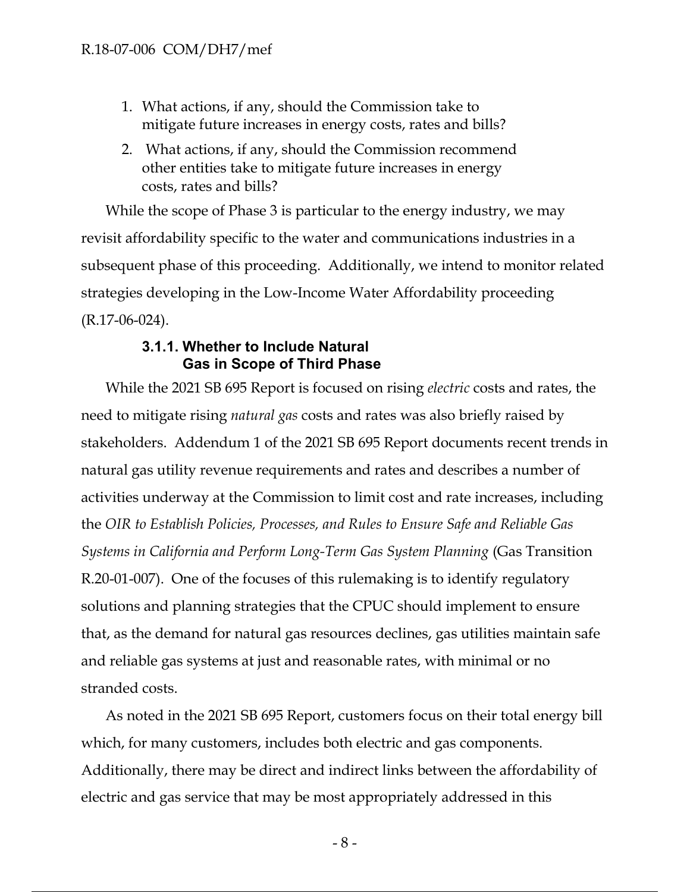1. What actions, if any, should the Commission take to mitigate future increases in energy costs, rates and bills?
2. What actions, if any, should the Commission recommend other entities take to mitigate future increases in energy costs, rates and bills?

While the scope of Phase 3 is particular to the energy industry, we may revisit affordability specific to the water and communications industries in a subsequent phase of this proceeding. Additionally, we intend to monitor related strategies developing in the Low-Income Water Affordability proceeding (R.17-06-024).

#### 3.1.1. Whether to Include Natural Gas in Scope of Third Phase

While the 2021 SB 695 Report is focused on rising *electric* costs and rates, the need to mitigate rising *natural gas* costs and rates was also briefly raised by stakeholders. Addendum 1 of the 2021 SB 695 Report documents recent trends in natural gas utility revenue requirements and rates and describes a number of activities underway at the Commission to limit cost and rate increases, including the *OIR to Establish Policies, Processes, and Rules to Ensure Safe and Reliable Gas Systems in California and Perform Long-Term Gas System Planning* (Gas Transition R.20-01-007). One of the focuses of this rulemaking is to identify regulatory solutions and planning strategies that the CPUC should implement to ensure that, as the demand for natural gas resources declines, gas utilities maintain safe and reliable gas systems at just and reasonable rates, with minimal or no stranded costs.

As noted in the 2021 SB 695 Report, customers focus on their total energy bill which, for many customers, includes both electric and gas components. Additionally, there may be direct and indirect links between the affordability of electric and gas service that may be most appropriately addressed in this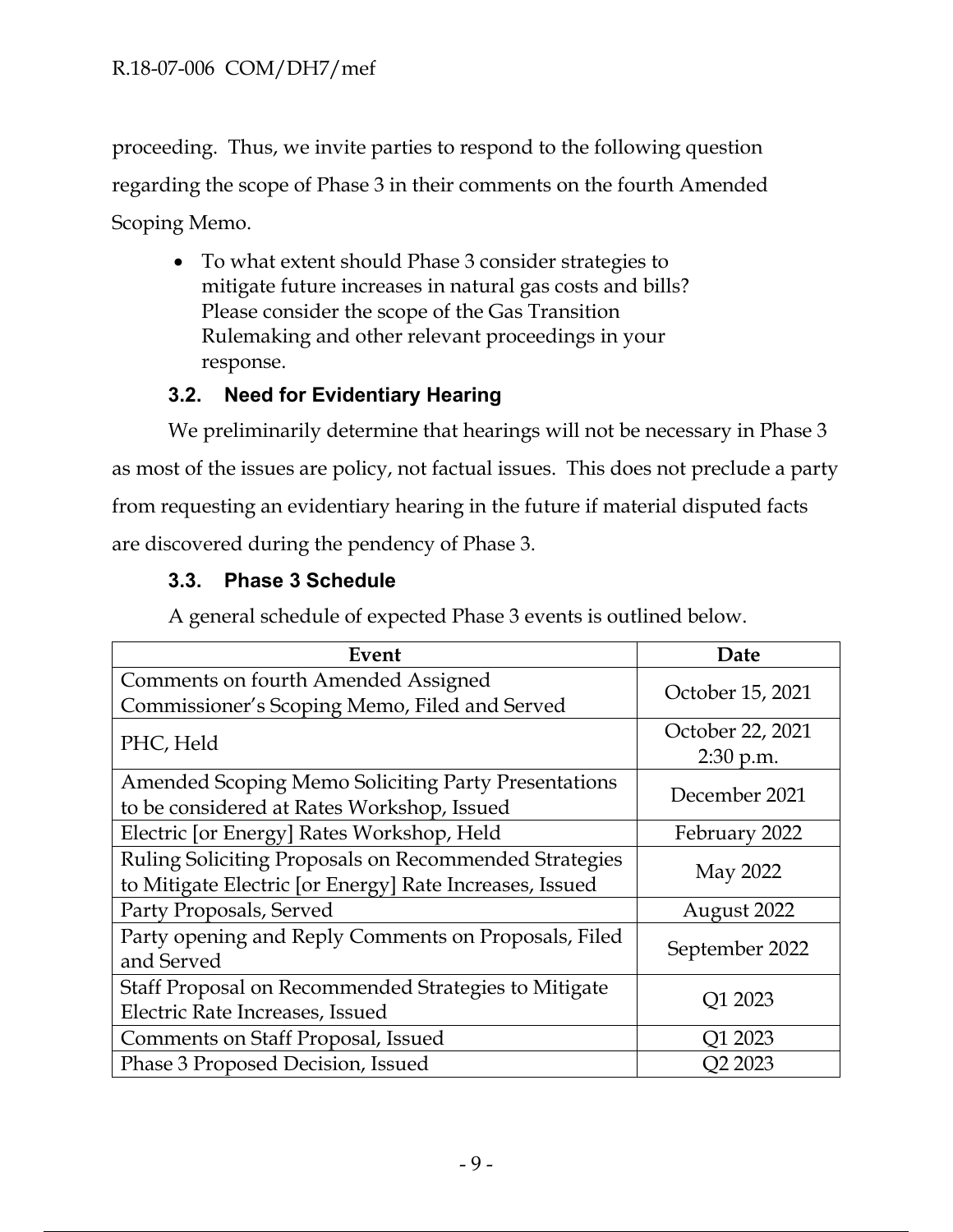proceeding. Thus, we invite parties to respond to the following question regarding the scope of Phase 3 in their comments on the fourth Amended Scoping Memo.

- To what extent should Phase 3 consider strategies to mitigate future increases in natural gas costs and bills? Please consider the scope of the Gas Transition Rulemaking and other relevant proceedings in your response.

### 3.2. Need for Evidentiary Hearing

We preliminarily determine that hearings will not be necessary in Phase 3 as most of the issues are policy, not factual issues. This does not preclude a party from requesting an evidentiary hearing in the future if material disputed facts are discovered during the pendency of Phase 3.

### 3.3. Phase 3 Schedule

A general schedule of expected Phase 3 events is outlined below.

| Event | Date |
|---|---|
| Comments on fourth Amended Assigned Commissioner's Scoping Memo, Filed and Served | October 15, 2021 |
| PHC, Held | October 22, 2021 2:30 p.m. |
| Amended Scoping Memo Soliciting Party Presentations to be considered at Rates Workshop, Issued | December 2021 |
| Electric [or Energy] Rates Workshop, Held | February 2022 |
| Ruling Soliciting Proposals on Recommended Strategies to Mitigate Electric [or Energy] Rate Increases, Issued | May 2022 |
| Party Proposals, Served | August 2022 |
| Party opening and Reply Comments on Proposals, Filed and Served | September 2022 |
| Staff Proposal on Recommended Strategies to Mitigate Electric Rate Increases, Issued | Q1 2023 |
| Comments on Staff Proposal, Issued | Q1 2023 |
| Phase 3 Proposed Decision, Issued | Q2 2023 |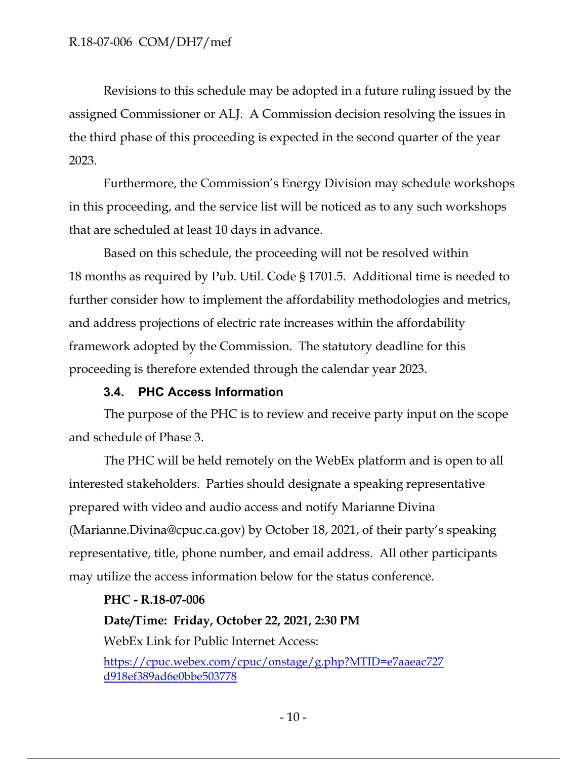Revisions to this schedule may be adopted in a future ruling issued by the assigned Commissioner or ALJ. A Commission decision resolving the issues in the third phase of this proceeding is expected in the second quarter of the year 2023.

Furthermore, the Commission's Energy Division may schedule workshops in this proceeding, and the service list will be noticed as to any such workshops that are scheduled at least 10 days in advance.

Based on this schedule, the proceeding will not be resolved within 18 months as required by Pub. Util. Code § 1701.5. Additional time is needed to further consider how to implement the affordability methodologies and metrics, and address projections of electric rate increases within the affordability framework adopted by the Commission. The statutory deadline for this proceeding is therefore extended through the calendar year 2023.

### 3.4. PHC Access Information

The purpose of the PHC is to review and receive party input on the scope and schedule of Phase 3.

The PHC will be held remotely on the WebEx platform and is open to all interested stakeholders. Parties should designate a speaking representative prepared with video and audio access and notify Marianne Divina (Marianne.Divina@cpuc.ca.gov) by October 18, 2021, of their party's speaking representative, title, phone number, and email address. All other participants may utilize the access information below for the status conference.

**PHC - R.18-07-006**

**Date/Time: Friday, October 22, 2021, 2:30 PM**

WebEx Link for Public Internet Access:

https://cpuc.webex.com/cpuc/onstage/g.php?MTID=e7aaeac727d918ef389ad6e0bbe503778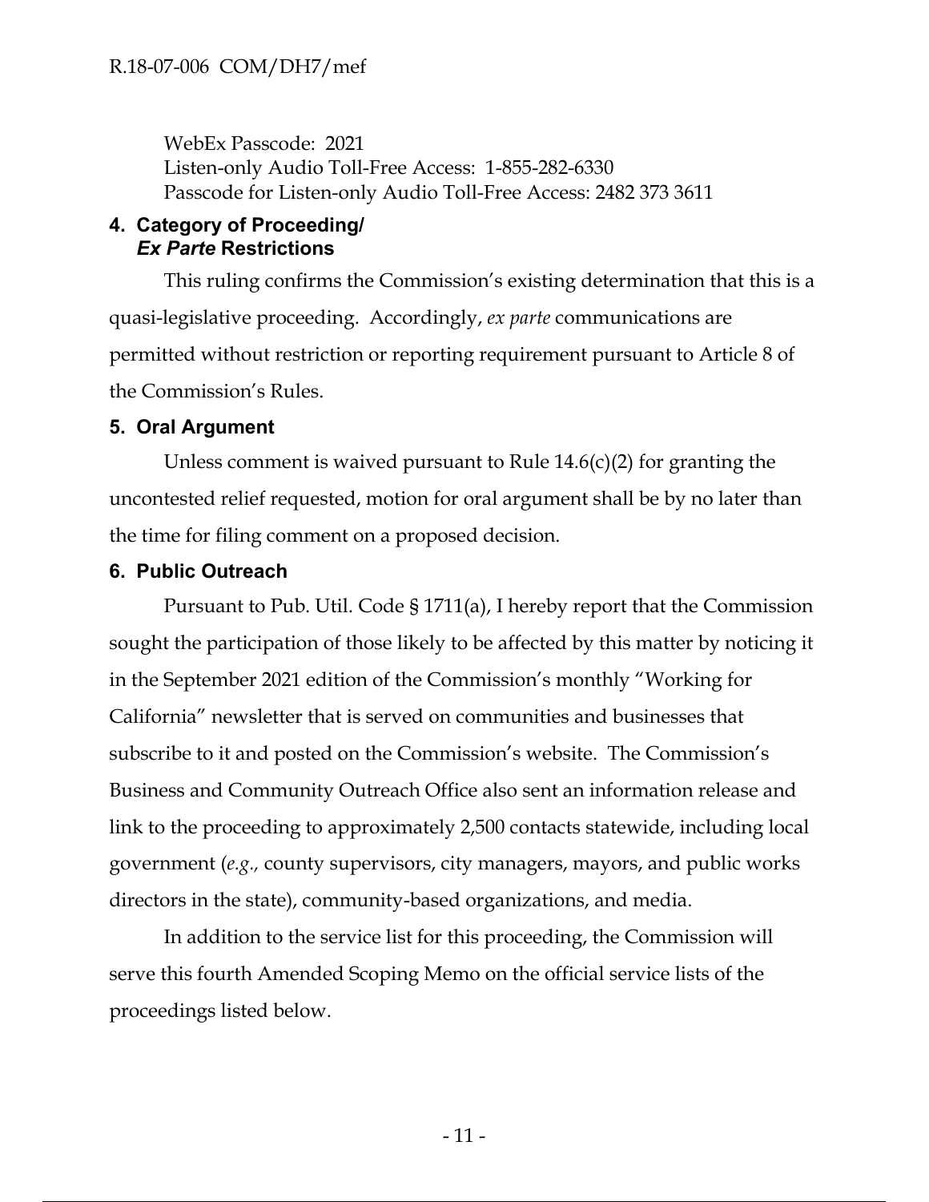WebEx Passcode: 2021
Listen-only Audio Toll-Free Access: 1-855-282-6330
Passcode for Listen-only Audio Toll-Free Access: 2482 373 3611

## 4. Category of Proceeding/ *Ex Parte* Restrictions

This ruling confirms the Commission's existing determination that this is a quasi-legislative proceeding. Accordingly, *ex parte* communications are permitted without restriction or reporting requirement pursuant to Article 8 of the Commission's Rules.

## 5. Oral Argument

Unless comment is waived pursuant to Rule 14.6(c)(2) for granting the uncontested relief requested, motion for oral argument shall be by no later than the time for filing comment on a proposed decision.

## 6. Public Outreach

Pursuant to Pub. Util. Code § 1711(a), I hereby report that the Commission sought the participation of those likely to be affected by this matter by noticing it in the September 2021 edition of the Commission's monthly "Working for California" newsletter that is served on communities and businesses that subscribe to it and posted on the Commission's website. The Commission's Business and Community Outreach Office also sent an information release and link to the proceeding to approximately 2,500 contacts statewide, including local government (*e.g.,* county supervisors, city managers, mayors, and public works directors in the state), community-based organizations, and media.

In addition to the service list for this proceeding, the Commission will serve this fourth Amended Scoping Memo on the official service lists of the proceedings listed below.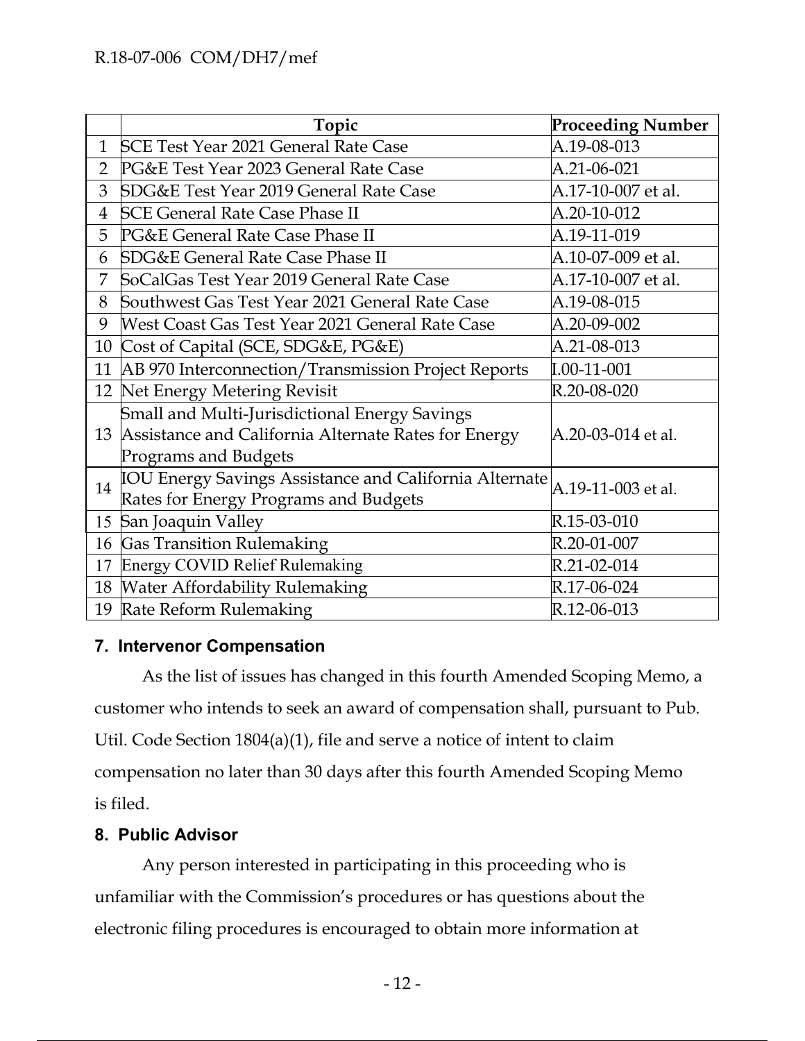| | Topic | Proceeding Number |
|---|---|---|
| 1 | SCE Test Year 2021 General Rate Case | A.19-08-013 |
| 2 | PG&E Test Year 2023 General Rate Case | A.21-06-021 |
| 3 | SDG&E Test Year 2019 General Rate Case | A.17-10-007 et al. |
| 4 | SCE General Rate Case Phase II | A.20-10-012 |
| 5 | PG&E General Rate Case Phase II | A.19-11-019 |
| 6 | SDG&E General Rate Case Phase II | A.10-07-009 et al. |
| 7 | SoCalGas Test Year 2019 General Rate Case | A.17-10-007 et al. |
| 8 | Southwest Gas Test Year 2021 General Rate Case | A.19-08-015 |
| 9 | West Coast Gas Test Year 2021 General Rate Case | A.20-09-002 |
| 10 | Cost of Capital (SCE, SDG&E, PG&E) | A.21-08-013 |
| 11 | AB 970 Interconnection/Transmission Project Reports | I.00-11-001 |
| 12 | Net Energy Metering Revisit | R.20-08-020 |
| 13 | Small and Multi-Jurisdictional Energy Savings Assistance and California Alternate Rates for Energy Programs and Budgets | A.20-03-014 et al. |
| 14 | IOU Energy Savings Assistance and California Alternate Rates for Energy Programs and Budgets | A.19-11-003 et al. |
| 15 | San Joaquin Valley | R.15-03-010 |
| 16 | Gas Transition Rulemaking | R.20-01-007 |
| 17 | Energy COVID Relief Rulemaking | R.21-02-014 |
| 18 | Water Affordability Rulemaking | R.17-06-024 |
| 19 | Rate Reform Rulemaking | R.12-06-013 |

## 7. Intervenor Compensation

As the list of issues has changed in this fourth Amended Scoping Memo, a customer who intends to seek an award of compensation shall, pursuant to Pub. Util. Code Section 1804(a)(1), file and serve a notice of intent to claim compensation no later than 30 days after this fourth Amended Scoping Memo is filed.

## 8. Public Advisor

Any person interested in participating in this proceeding who is unfamiliar with the Commission's procedures or has questions about the electronic filing procedures is encouraged to obtain more information at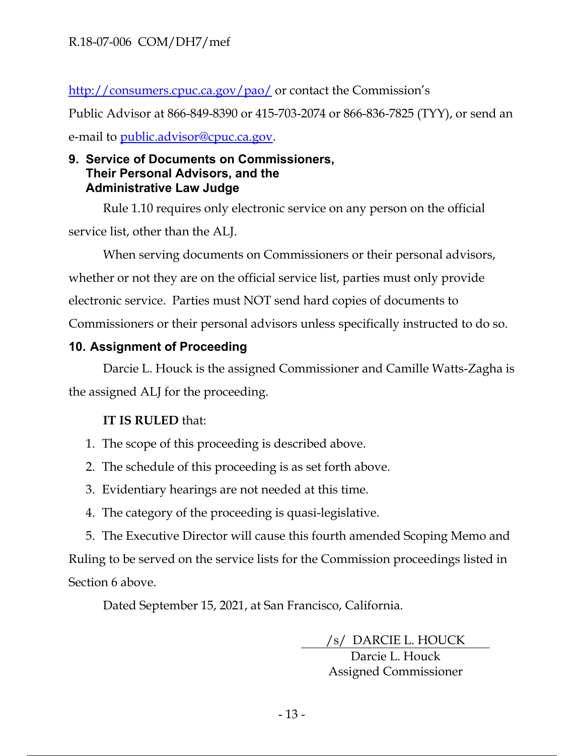http://consumers.cpuc.ca.gov/pao/ or contact the Commission's Public Advisor at 866-849-8390 or 415-703-2074 or 866-836-7825 (TYY), or send an e-mail to public.advisor@cpuc.ca.gov.

## 9. Service of Documents on Commissioners, Their Personal Advisors, and the Administrative Law Judge

Rule 1.10 requires only electronic service on any person on the official service list, other than the ALJ.

When serving documents on Commissioners or their personal advisors, whether or not they are on the official service list, parties must only provide electronic service. Parties must NOT send hard copies of documents to Commissioners or their personal advisors unless specifically instructed to do so.

## 10. Assignment of Proceeding

Darcie L. Houck is the assigned Commissioner and Camille Watts-Zagha is the assigned ALJ for the proceeding.

**IT IS RULED** that:

1. The scope of this proceeding is described above.
2. The schedule of this proceeding is as set forth above.
3. Evidentiary hearings are not needed at this time.
4. The category of the proceeding is quasi-legislative.
5. The Executive Director will cause this fourth amended Scoping Memo and Ruling to be served on the service lists for the Commission proceedings listed in Section 6 above.

Dated September 15, 2021, at San Francisco, California.

/s/ DARCIE L. HOUCK

Darcie L. Houck
Assigned Commissioner